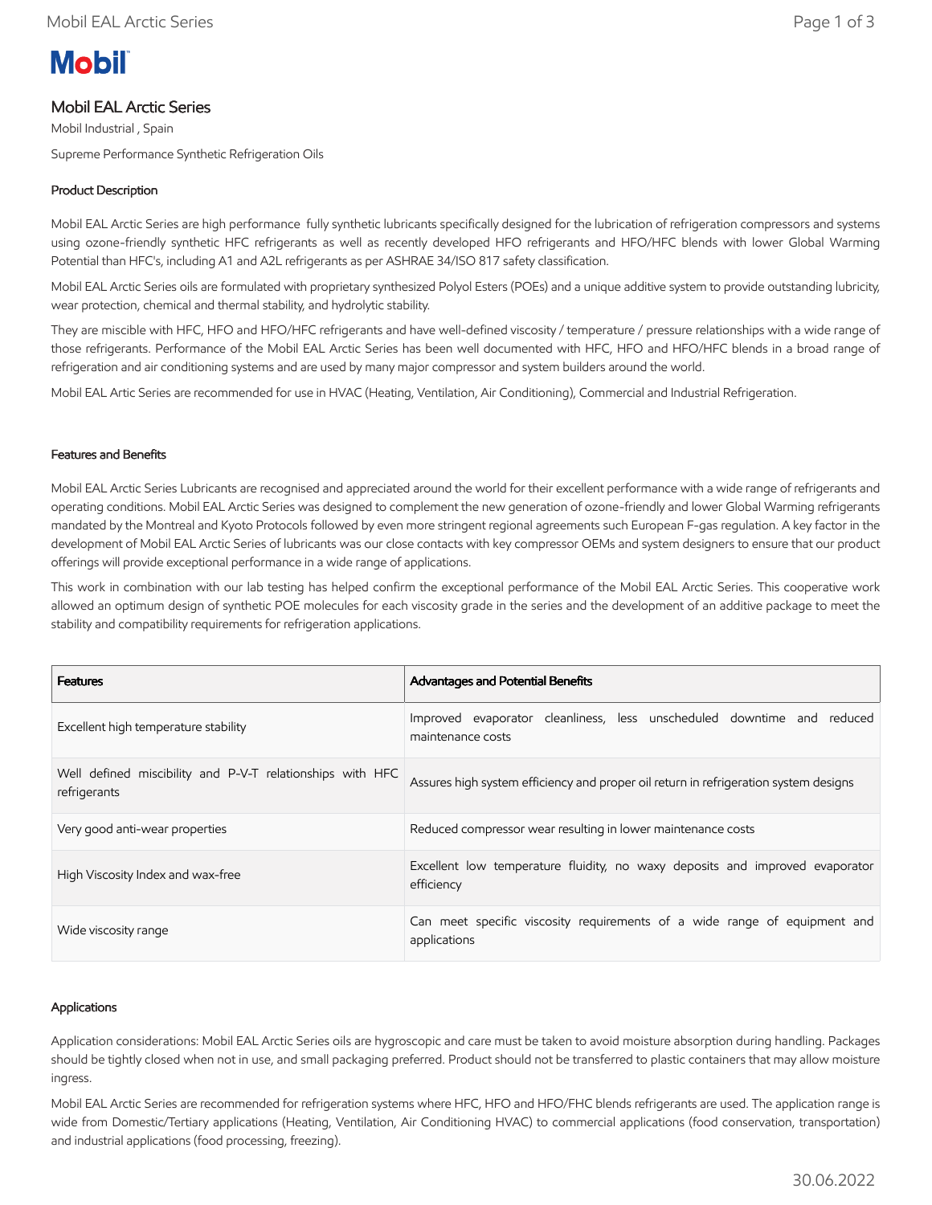# Mobil EAL Arctic Series

Mobil Industrial , Spain

Supreme Performance Synthetic Refrigeration Oils

## Product Description

Mobil EAL Arctic Series are high performance fully synthetic lubricants specifically designed for the lubrication of refrigeration compressors and systems using ozone-friendly synthetic HFC refrigerants as well as recently developed HFO refrigerants and HFO/HFC blends with lower Global Warming Potential than HFC's, including A1 and A2L refrigerants as per ASHRAE 34/ISO 817 safety classification.

Mobil EAL Arctic Series oils are formulated with proprietary synthesized Polyol Esters (POEs) and a unique additive system to provide outstanding lubricity, wear protection, chemical and thermal stability, and hydrolytic stability.

They are miscible with HFC, HFO and HFO/HFC refrigerants and have well-defined viscosity / temperature / pressure relationships with a wide range of those refrigerants. Performance of the Mobil EAL Arctic Series has been well documented with HFC, HFO and HFO/HFC blends in a broad range of refrigeration and air conditioning systems and are used by many major compressor and system builders around the world.

Mobil EAL Artic Series are recommended for use in HVAC (Heating, Ventilation, Air Conditioning), Commercial and Industrial Refrigeration.

## Features and Benefits

Mobil EAL Arctic Series Lubricants are recognised and appreciated around the world for their excellent performance with a wide range of refrigerants and operating conditions. Mobil EAL Arctic Series was designed to complement the new generation of ozone-friendly and lower Global Warming refrigerants mandated by the Montreal and Kyoto Protocols followed by even more stringent regional agreements such European F-gas regulation. A key factor in the development of Mobil EAL Arctic Series of lubricants was our close contacts with key compressor OEMs and system designers to ensure that our product offerings will provide exceptional performance in a wide range of applications.

This work in combination with our lab testing has helped confirm the exceptional performance of the Mobil EAL Arctic Series. This cooperative work allowed an optimum design of synthetic POE molecules for each viscosity grade in the series and the development of an additive package to meet the stability and compatibility requirements for refrigeration applications.

| Features | Advantages and Potential Benefits |
| --- | --- |
| Excellent high temperature stability | Improved evaporator cleanliness, less unscheduled downtime and reduced maintenance costs |
| Well defined miscibility and P-V-T relationships with HFC refrigerants | Assures high system efficiency and proper oil return in refrigeration system designs |
| Very good anti-wear properties | Reduced compressor wear resulting in lower maintenance costs |
| High Viscosity Index and wax-free | Excellent low temperature fluidity, no waxy deposits and improved evaporator efficiency |
| Wide viscosity range | Can meet specific viscosity requirements of a wide range of equipment and applications |

## Applications

Application considerations: Mobil EAL Arctic Series oils are hygroscopic and care must be taken to avoid moisture absorption during handling. Packages should be tightly closed when not in use, and small packaging preferred. Product should not be transferred to plastic containers that may allow moisture ingress.

Mobil EAL Arctic Series are recommended for refrigeration systems where HFC, HFO and HFO/FHC blends refrigerants are used. The application range is wide from Domestic/Tertiary applications (Heating, Ventilation, Air Conditioning HVAC) to commercial applications (food conservation, transportation) and industrial applications (food processing, freezing).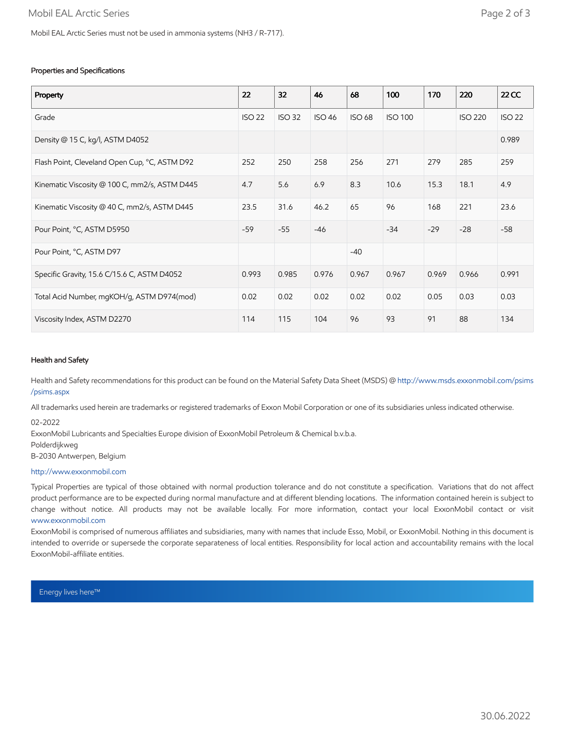Mobil EAL Arctic Series must not be used in ammonia systems (NH3 / R-717).

### Properties and Specifications

| Property | 22 | 32 | 46 | 68 | 100 | 170 | 220 | 22 CC |
|---|---|---|---|---|---|---|---|---|
| Grade | ISO 22 | ISO 32 | ISO 46 | ISO 68 | ISO 100 | | ISO 220 | ISO 22 |
| Density @ 15 C, kg/l, ASTM D4052 | | | | | | | | 0.989 |
| Flash Point, Cleveland Open Cup, °C, ASTM D92 | 252 | 250 | 258 | 256 | 271 | 279 | 285 | 259 |
| Kinematic Viscosity @ 100 C, mm2/s, ASTM D445 | 4.7 | 5.6 | 6.9 | 8.3 | 10.6 | 15.3 | 18.1 | 4.9 |
| Kinematic Viscosity @ 40 C, mm2/s, ASTM D445 | 23.5 | 31.6 | 46.2 | 65 | 96 | 168 | 221 | 23.6 |
| Pour Point, °C, ASTM D5950 | -59 | -55 | -46 | | -34 | -29 | -28 | -58 |
| Pour Point, °C, ASTM D97 | | | | -40 | | | | |
| Specific Gravity, 15.6 C/15.6 C, ASTM D4052 | 0.993 | 0.985 | 0.976 | 0.967 | 0.967 | 0.969 | 0.966 | 0.991 |
| Total Acid Number, mgKOH/g, ASTM D974(mod) | 0.02 | 0.02 | 0.02 | 0.02 | 0.02 | 0.05 | 0.03 | 0.03 |
| Viscosity Index, ASTM D2270 | 114 | 115 | 104 | 96 | 93 | 91 | 88 | 134 |

### Health and Safety

Health and Safety recommendations for this product can be found on the Material Safety Data Sheet (MSDS) @ http://www.msds.exxonmobil.com/psims/psims.aspx

All trademarks used herein are trademarks or registered trademarks of Exxon Mobil Corporation or one of its subsidiaries unless indicated otherwise.

02-2022
ExxonMobil Lubricants and Specialties Europe division of ExxonMobil Petroleum & Chemical b.v.b.a.
Polderdijkweg
B-2030 Antwerpen, Belgium

http://www.exxonmobil.com

Typical Properties are typical of those obtained with normal production tolerance and do not constitute a specification. Variations that do not affect product performance are to be expected during normal manufacture and at different blending locations. The information contained herein is subject to change without notice. All products may not be available locally. For more information, contact your local ExxonMobil contact or visit www.exxonmobil.com

ExxonMobil is comprised of numerous affiliates and subsidiaries, many with names that include Esso, Mobil, or ExxonMobil. Nothing in this document is intended to override or supersede the corporate separateness of local entities. Responsibility for local action and accountability remains with the local ExxonMobil-affiliate entities.

Energy lives here™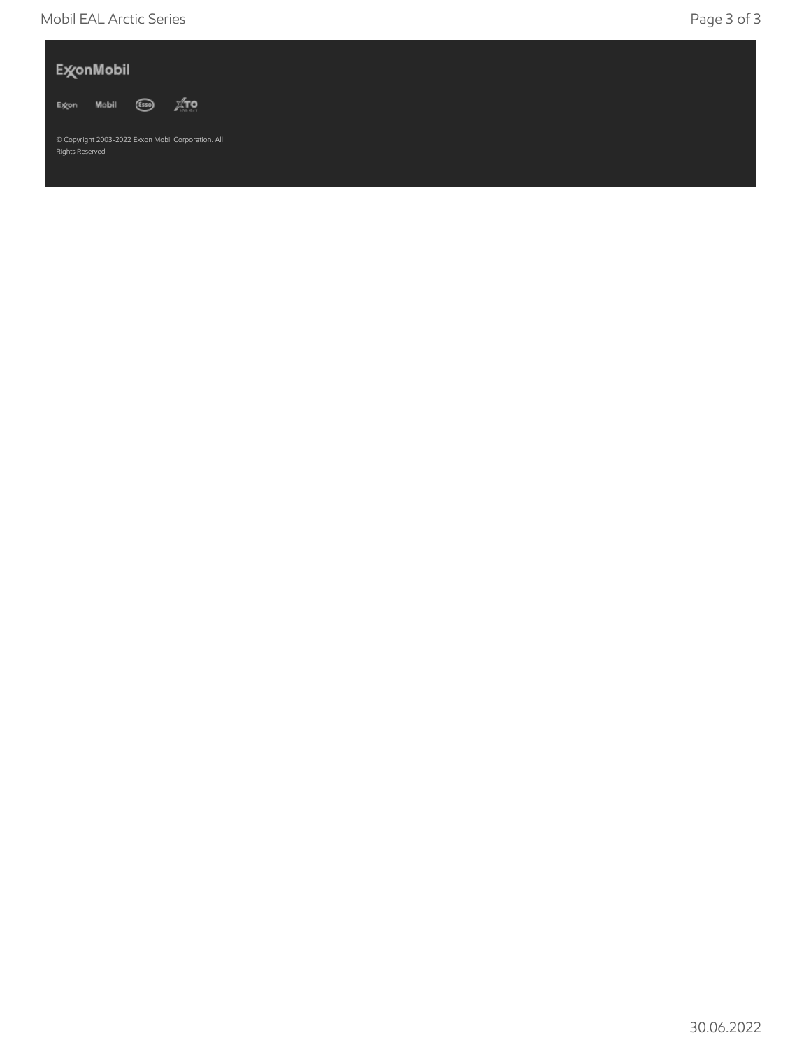ExxonMobil

Exxon Mobil Esso XTO

© Copyright 2003-2022 Exxon Mobil Corporation. All Rights Reserved